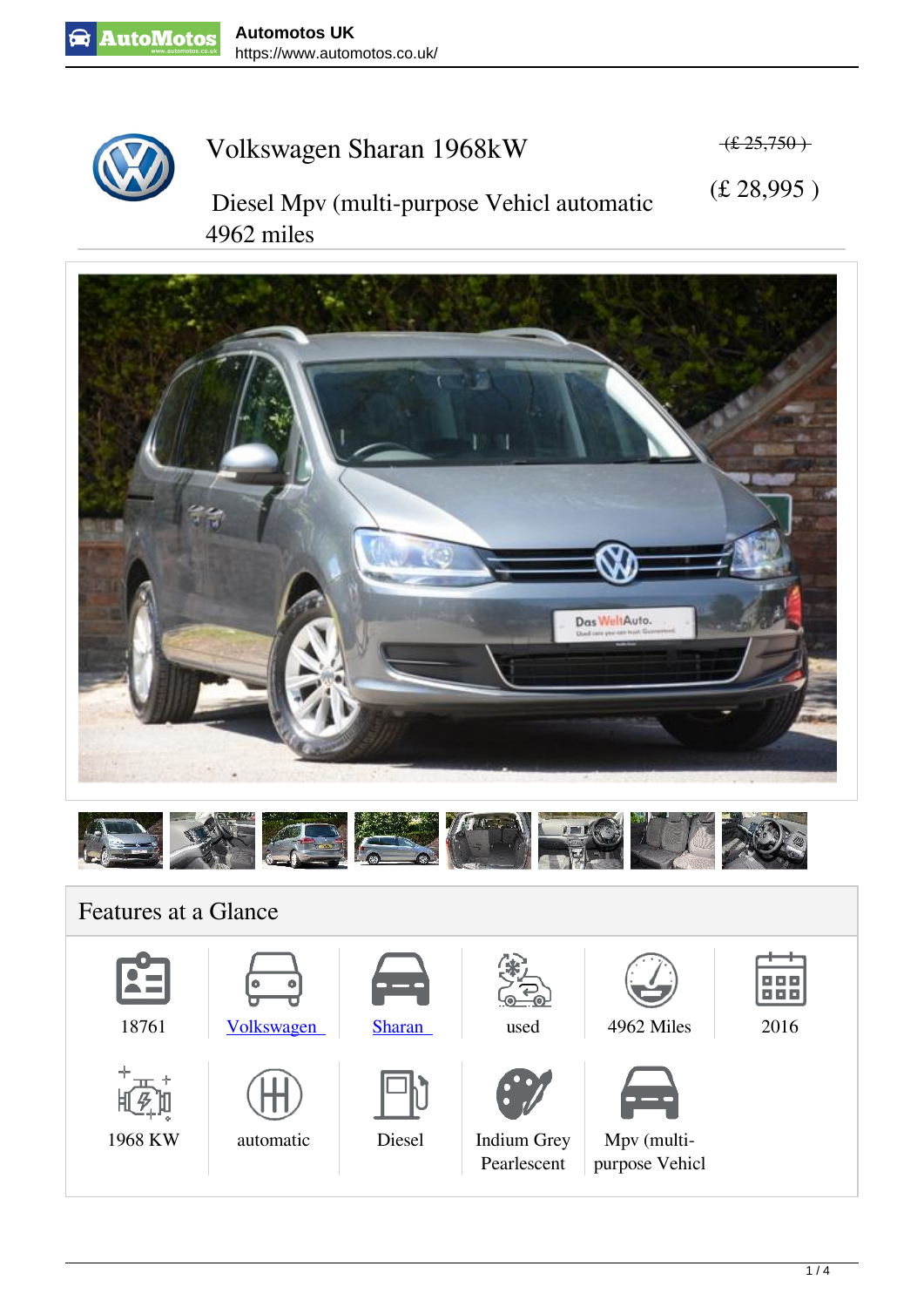# Volkswagen Sharan 1968kW

Diesel Mpv (multi-purpose Vehicl automatic 4962 miles

~~(£ 25,750 )~~

(£ 28,995 )

## Features at a Glance

| | | | | | |
|---|---|---|---|---|---|
| 18761 | Volkswagen | Sharan | used | 4962 Miles | 2016 |
| 1968 KW | automatic | Diesel | Indium Grey Pearlescent | Mpv (multi-purpose Vehicl | |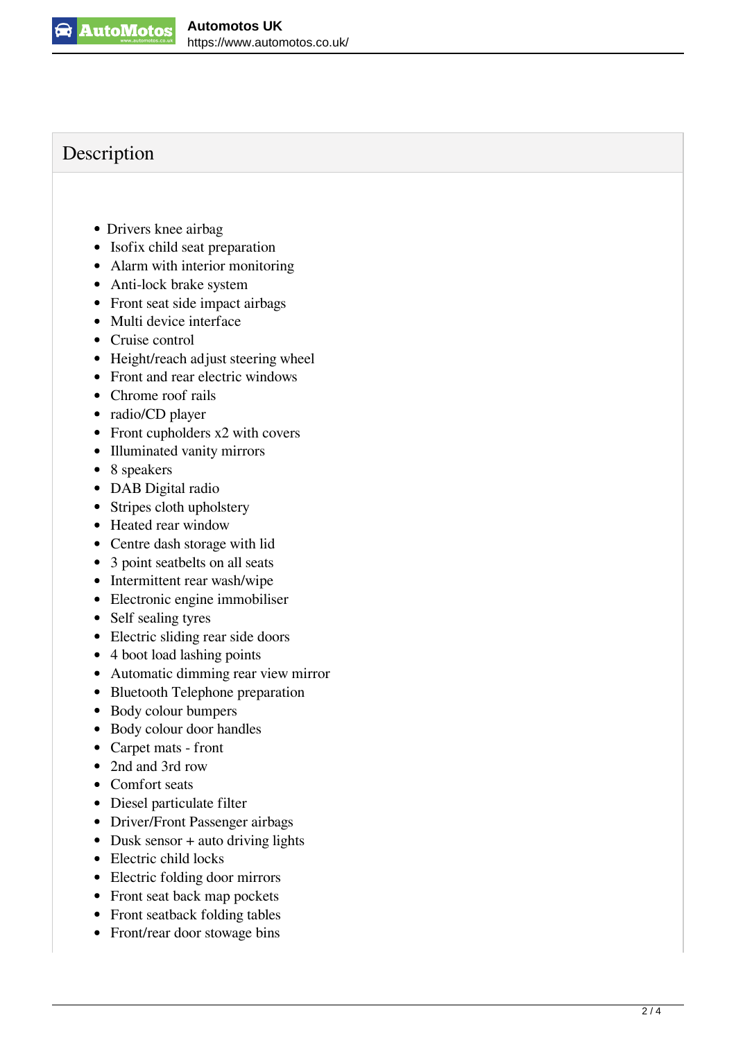## Description

- Drivers knee airbag
- Isofix child seat preparation
- Alarm with interior monitoring
- Anti-lock brake system
- Front seat side impact airbags
- Multi device interface
- Cruise control
- Height/reach adjust steering wheel
- Front and rear electric windows
- Chrome roof rails
- radio/CD player
- Front cupholders x2 with covers
- Illuminated vanity mirrors
- 8 speakers
- DAB Digital radio
- Stripes cloth upholstery
- Heated rear window
- Centre dash storage with lid
- 3 point seatbelts on all seats
- Intermittent rear wash/wipe
- Electronic engine immobiliser
- Self sealing tyres
- Electric sliding rear side doors
- 4 boot load lashing points
- Automatic dimming rear view mirror
- Bluetooth Telephone preparation
- Body colour bumpers
- Body colour door handles
- Carpet mats - front
- 2nd and 3rd row
- Comfort seats
- Diesel particulate filter
- Driver/Front Passenger airbags
- Dusk sensor + auto driving lights
- Electric child locks
- Electric folding door mirrors
- Front seat back map pockets
- Front seatback folding tables
- Front/rear door stowage bins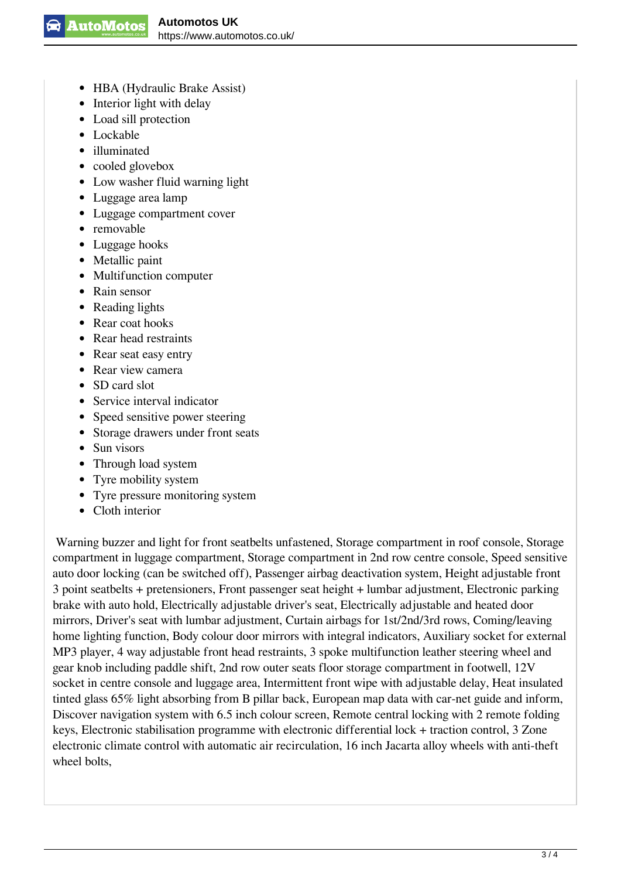- HBA (Hydraulic Brake Assist)
- Interior light with delay
- Load sill protection
- Lockable
- illuminated
- cooled glovebox
- Low washer fluid warning light
- Luggage area lamp
- Luggage compartment cover
- removable
- Luggage hooks
- Metallic paint
- Multifunction computer
- Rain sensor
- Reading lights
- Rear coat hooks
- Rear head restraints
- Rear seat easy entry
- Rear view camera
- SD card slot
- Service interval indicator
- Speed sensitive power steering
- Storage drawers under front seats
- Sun visors
- Through load system
- Tyre mobility system
- Tyre pressure monitoring system
- Cloth interior

Warning buzzer and light for front seatbelts unfastened, Storage compartment in roof console, Storage compartment in luggage compartment, Storage compartment in 2nd row centre console, Speed sensitive auto door locking (can be switched off), Passenger airbag deactivation system, Height adjustable front 3 point seatbelts + pretensioners, Front passenger seat height + lumbar adjustment, Electronic parking brake with auto hold, Electrically adjustable driver's seat, Electrically adjustable and heated door mirrors, Driver's seat with lumbar adjustment, Curtain airbags for 1st/2nd/3rd rows, Coming/leaving home lighting function, Body colour door mirrors with integral indicators, Auxiliary socket for external MP3 player, 4 way adjustable front head restraints, 3 spoke multifunction leather steering wheel and gear knob including paddle shift, 2nd row outer seats floor storage compartment in footwell, 12V socket in centre console and luggage area, Intermittent front wipe with adjustable delay, Heat insulated tinted glass 65% light absorbing from B pillar back, European map data with car-net guide and inform, Discover navigation system with 6.5 inch colour screen, Remote central locking with 2 remote folding keys, Electronic stabilisation programme with electronic differential lock + traction control, 3 Zone electronic climate control with automatic air recirculation, 16 inch Jacarta alloy wheels with anti-theft wheel bolts,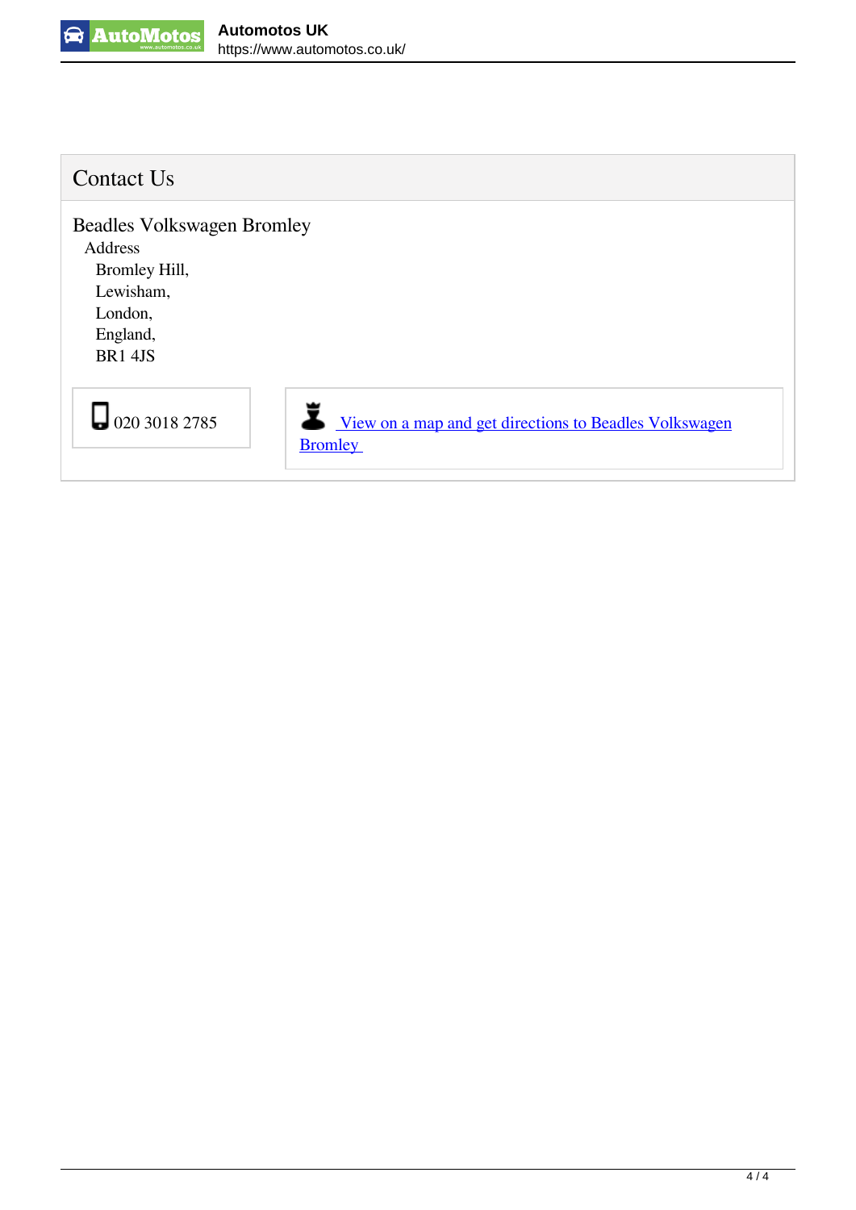## Contact Us

Beadles Volkswagen Bromley

Address

Bromley Hill,
Lewisham,
London,
England,
BR1 4JS

020 3018 2785

View on a map and get directions to Beadles Volkswagen Bromley